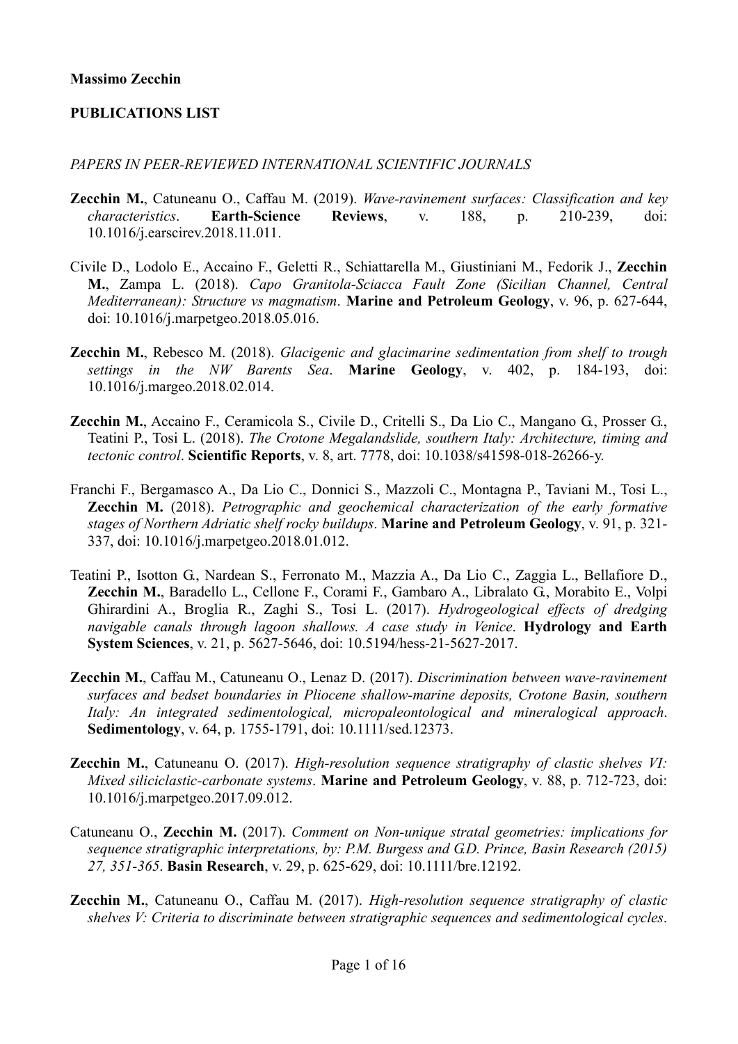**Massimo Zecchin**

**PUBLICATIONS LIST**

*PAPERS IN PEER-REVIEWED INTERNATIONAL SCIENTIFIC JOURNALS*

**Zecchin M.**, Catuneanu O., Caffau M. (2019). *Wave-ravinement surfaces: Classification and key characteristics*. **Earth-Science Reviews**, v. 188, p. 210-239, doi: 10.1016/j.earscirev.2018.11.011.

Civile D., Lodolo E., Accaino F., Geletti R., Schiattarella M., Giustiniani M., Fedorik J., **Zecchin M.**, Zampa L. (2018). *Capo Granitola-Sciacca Fault Zone (Sicilian Channel, Central Mediterranean): Structure vs magmatism*. **Marine and Petroleum Geology**, v. 96, p. 627-644, doi: 10.1016/j.marpetgeo.2018.05.016.

**Zecchin M.**, Rebesco M. (2018). *Glacigenic and glacimarine sedimentation from shelf to trough settings in the NW Barents Sea*. **Marine Geology**, v. 402, p. 184-193, doi: 10.1016/j.margeo.2018.02.014.

**Zecchin M.**, Accaino F., Ceramicola S., Civile D., Critelli S., Da Lio C., Mangano G., Prosser G., Teatini P., Tosi L. (2018). *The Crotone Megalandslide, southern Italy: Architecture, timing and tectonic control*. **Scientific Reports**, v. 8, art. 7778, doi: 10.1038/s41598-018-26266-y.

Franchi F., Bergamasco A., Da Lio C., Donnici S., Mazzoli C., Montagna P., Taviani M., Tosi L., **Zecchin M.** (2018). *Petrographic and geochemical characterization of the early formative stages of Northern Adriatic shelf rocky buildups*. **Marine and Petroleum Geology**, v. 91, p. 321-337, doi: 10.1016/j.marpetgeo.2018.01.012.

Teatini P., Isotton G., Nardean S., Ferronato M., Mazzia A., Da Lio C., Zaggia L., Bellafiore D., **Zecchin M.**, Baradello L., Cellone F., Corami F., Gambaro A., Libralato G., Morabito E., Volpi Ghirardini A., Broglia R., Zaghi S., Tosi L. (2017). *Hydrogeological effects of dredging navigable canals through lagoon shallows. A case study in Venice*. **Hydrology and Earth System Sciences**, v. 21, p. 5627-5646, doi: 10.5194/hess-21-5627-2017.

**Zecchin M.**, Caffau M., Catuneanu O., Lenaz D. (2017). *Discrimination between wave-ravinement surfaces and bedset boundaries in Pliocene shallow-marine deposits, Crotone Basin, southern Italy: An integrated sedimentological, micropaleontological and mineralogical approach*. **Sedimentology**, v. 64, p. 1755-1791, doi: 10.1111/sed.12373.

**Zecchin M.**, Catuneanu O. (2017). *High-resolution sequence stratigraphy of clastic shelves VI: Mixed siliciclastic-carbonate systems*. **Marine and Petroleum Geology**, v. 88, p. 712-723, doi: 10.1016/j.marpetgeo.2017.09.012.

Catuneanu O., **Zecchin M.** (2017). *Comment on Non-unique stratal geometries: implications for sequence stratigraphic interpretations, by: P.M. Burgess and G.D. Prince, Basin Research (2015) 27, 351-365*. **Basin Research**, v. 29, p. 625-629, doi: 10.1111/bre.12192.

**Zecchin M.**, Catuneanu O., Caffau M. (2017). *High-resolution sequence stratigraphy of clastic shelves V: Criteria to discriminate between stratigraphic sequences and sedimentological cycles*.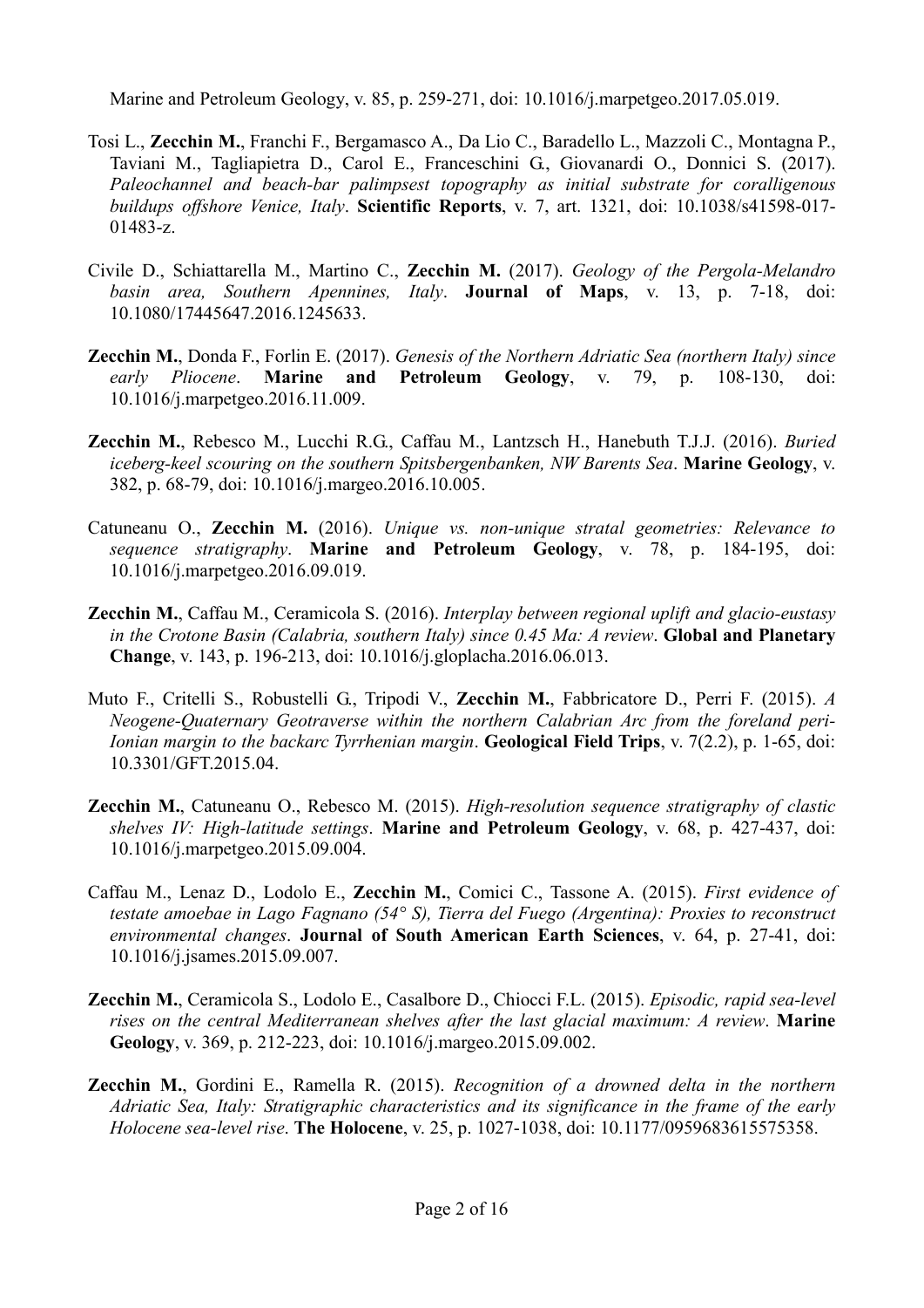Marine and Petroleum Geology, v. 85, p. 259-271, doi: 10.1016/j.marpetgeo.2017.05.019.

Tosi L., **Zecchin M.**, Franchi F., Bergamasco A., Da Lio C., Baradello L., Mazzoli C., Montagna P., Taviani M., Tagliapietra D., Carol E., Franceschini G., Giovanardi O., Donnici S. (2017). *Paleochannel and beach-bar palimpsest topography as initial substrate for coralligenous buildups offshore Venice, Italy*. **Scientific Reports**, v. 7, art. 1321, doi: 10.1038/s41598-017-01483-z.

Civile D., Schiattarella M., Martino C., **Zecchin M.** (2017). *Geology of the Pergola-Melandro basin area, Southern Apennines, Italy*. **Journal of Maps**, v. 13, p. 7-18, doi: 10.1080/17445647.2016.1245633.

**Zecchin M.**, Donda F., Forlin E. (2017). *Genesis of the Northern Adriatic Sea (northern Italy) since early Pliocene*. **Marine and Petroleum Geology**, v. 79, p. 108-130, doi: 10.1016/j.marpetgeo.2016.11.009.

**Zecchin M.**, Rebesco M., Lucchi R.G., Caffau M., Lantzsch H., Hanebuth T.J.J. (2016). *Buried iceberg-keel scouring on the southern Spitsbergenbanken, NW Barents Sea*. **Marine Geology**, v. 382, p. 68-79, doi: 10.1016/j.margeo.2016.10.005.

Catuneanu O., **Zecchin M.** (2016). *Unique vs. non-unique stratal geometries: Relevance to sequence stratigraphy*. **Marine and Petroleum Geology**, v. 78, p. 184-195, doi: 10.1016/j.marpetgeo.2016.09.019.

**Zecchin M.**, Caffau M., Ceramicola S. (2016). *Interplay between regional uplift and glacio-eustasy in the Crotone Basin (Calabria, southern Italy) since 0.45 Ma: A review*. **Global and Planetary Change**, v. 143, p. 196-213, doi: 10.1016/j.gloplacha.2016.06.013.

Muto F., Critelli S., Robustelli G., Tripodi V., **Zecchin M.**, Fabbricatore D., Perri F. (2015). *A Neogene-Quaternary Geotraverse within the northern Calabrian Arc from the foreland peri-Ionian margin to the backarc Tyrrhenian margin*. **Geological Field Trips**, v. 7(2.2), p. 1-65, doi: 10.3301/GFT.2015.04.

**Zecchin M.**, Catuneanu O., Rebesco M. (2015). *High-resolution sequence stratigraphy of clastic shelves IV: High-latitude settings*. **Marine and Petroleum Geology**, v. 68, p. 427-437, doi: 10.1016/j.marpetgeo.2015.09.004.

Caffau M., Lenaz D., Lodolo E., **Zecchin M.**, Comici C., Tassone A. (2015). *First evidence of testate amoebae in Lago Fagnano (54° S), Tierra del Fuego (Argentina): Proxies to reconstruct environmental changes*. **Journal of South American Earth Sciences**, v. 64, p. 27-41, doi: 10.1016/j.jsames.2015.09.007.

**Zecchin M.**, Ceramicola S., Lodolo E., Casalbore D., Chiocci F.L. (2015). *Episodic, rapid sea-level rises on the central Mediterranean shelves after the last glacial maximum: A review*. **Marine Geology**, v. 369, p. 212-223, doi: 10.1016/j.margeo.2015.09.002.

**Zecchin M.**, Gordini E., Ramella R. (2015). *Recognition of a drowned delta in the northern Adriatic Sea, Italy: Stratigraphic characteristics and its significance in the frame of the early Holocene sea-level rise*. **The Holocene**, v. 25, p. 1027-1038, doi: 10.1177/0959683615575358.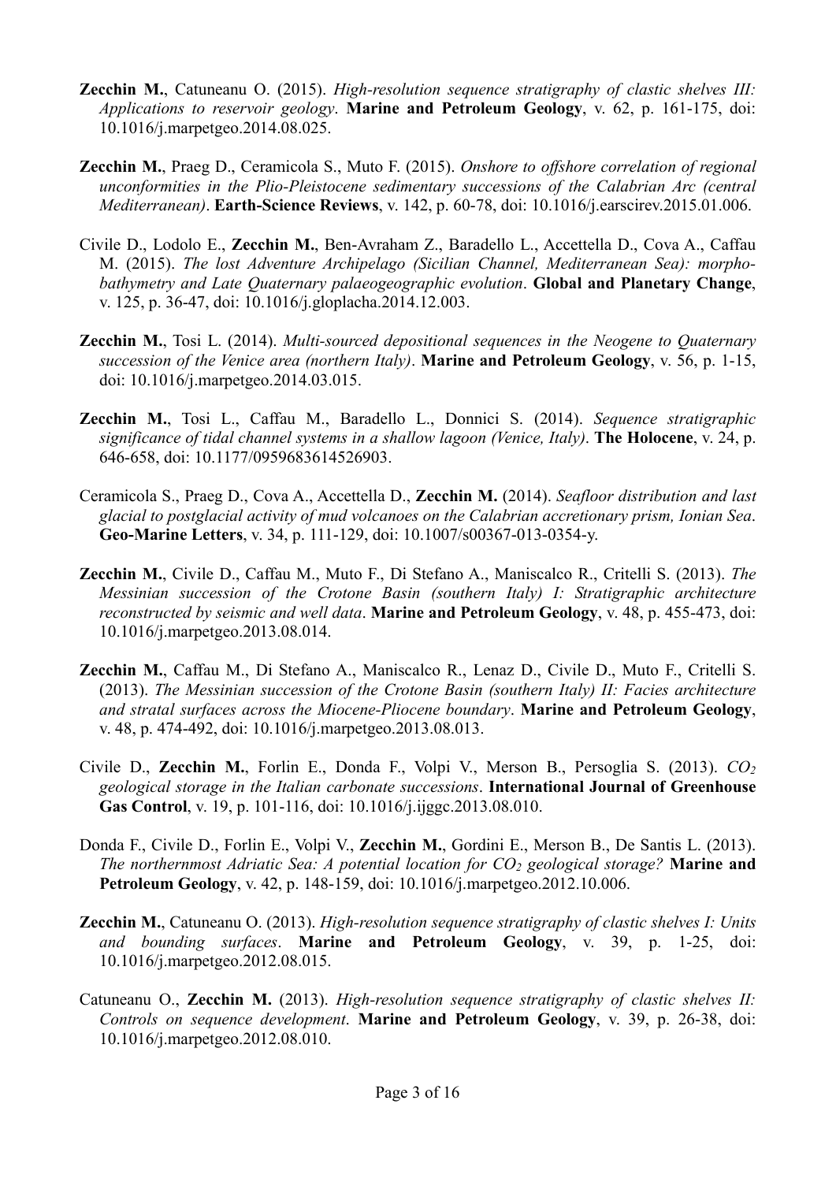**Zecchin M.**, Catuneanu O. (2015). *High-resolution sequence stratigraphy of clastic shelves III: Applications to reservoir geology*. **Marine and Petroleum Geology**, v. 62, p. 161-175, doi: 10.1016/j.marpetgeo.2014.08.025.

**Zecchin M.**, Praeg D., Ceramicola S., Muto F. (2015). *Onshore to offshore correlation of regional unconformities in the Plio-Pleistocene sedimentary successions of the Calabrian Arc (central Mediterranean)*. **Earth-Science Reviews**, v. 142, p. 60-78, doi: 10.1016/j.earscirev.2015.01.006.

Civile D., Lodolo E., **Zecchin M.**, Ben-Avraham Z., Baradello L., Accettella D., Cova A., Caffau M. (2015). *The lost Adventure Archipelago (Sicilian Channel, Mediterranean Sea): morpho-bathymetry and Late Quaternary palaeogeographic evolution*. **Global and Planetary Change**, v. 125, p. 36-47, doi: 10.1016/j.gloplacha.2014.12.003.

**Zecchin M.**, Tosi L. (2014). *Multi-sourced depositional sequences in the Neogene to Quaternary succession of the Venice area (northern Italy)*. **Marine and Petroleum Geology**, v. 56, p. 1-15, doi: 10.1016/j.marpetgeo.2014.03.015.

**Zecchin M.**, Tosi L., Caffau M., Baradello L., Donnici S. (2014). *Sequence stratigraphic significance of tidal channel systems in a shallow lagoon (Venice, Italy)*. **The Holocene**, v. 24, p. 646-658, doi: 10.1177/0959683614526903.

Ceramicola S., Praeg D., Cova A., Accettella D., **Zecchin M.** (2014). *Seafloor distribution and last glacial to postglacial activity of mud volcanoes on the Calabrian accretionary prism, Ionian Sea*. **Geo-Marine Letters**, v. 34, p. 111-129, doi: 10.1007/s00367-013-0354-y.

**Zecchin M.**, Civile D., Caffau M., Muto F., Di Stefano A., Maniscalco R., Critelli S. (2013). *The Messinian succession of the Crotone Basin (southern Italy) I: Stratigraphic architecture reconstructed by seismic and well data*. **Marine and Petroleum Geology**, v. 48, p. 455-473, doi: 10.1016/j.marpetgeo.2013.08.014.

**Zecchin M.**, Caffau M., Di Stefano A., Maniscalco R., Lenaz D., Civile D., Muto F., Critelli S. (2013). *The Messinian succession of the Crotone Basin (southern Italy) II: Facies architecture and stratal surfaces across the Miocene-Pliocene boundary*. **Marine and Petroleum Geology**, v. 48, p. 474-492, doi: 10.1016/j.marpetgeo.2013.08.013.

Civile D., **Zecchin M.**, Forlin E., Donda F., Volpi V., Merson B., Persoglia S. (2013). *$CO_2$ geological storage in the Italian carbonate successions*. **International Journal of Greenhouse Gas Control**, v. 19, p. 101-116, doi: 10.1016/j.ijggc.2013.08.010.

Donda F., Civile D., Forlin E., Volpi V., **Zecchin M.**, Gordini E., Merson B., De Santis L. (2013). *The northernmost Adriatic Sea: A potential location for $CO_2$ geological storage?* **Marine and Petroleum Geology**, v. 42, p. 148-159, doi: 10.1016/j.marpetgeo.2012.10.006.

**Zecchin M.**, Catuneanu O. (2013). *High-resolution sequence stratigraphy of clastic shelves I: Units and bounding surfaces*. **Marine and Petroleum Geology**, v. 39, p. 1-25, doi: 10.1016/j.marpetgeo.2012.08.015.

Catuneanu O., **Zecchin M.** (2013). *High-resolution sequence stratigraphy of clastic shelves II: Controls on sequence development*. **Marine and Petroleum Geology**, v. 39, p. 26-38, doi: 10.1016/j.marpetgeo.2012.08.010.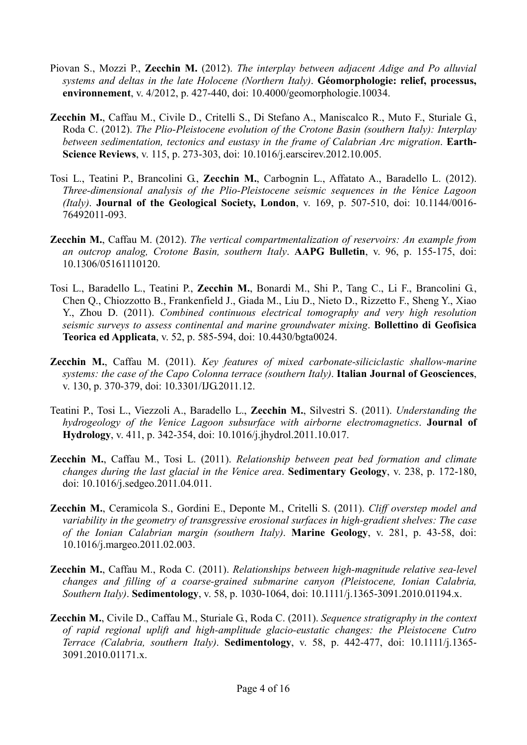Piovan S., Mozzi P., **Zecchin M.** (2012). *The interplay between adjacent Adige and Po alluvial systems and deltas in the late Holocene (Northern Italy)*. **Géomorphologie: relief, processus, environnement**, v. 4/2012, p. 427-440, doi: 10.4000/geomorphologie.10034.

**Zecchin M.**, Caffau M., Civile D., Critelli S., Di Stefano A., Maniscalco R., Muto F., Sturiale G., Roda C. (2012). *The Plio-Pleistocene evolution of the Crotone Basin (southern Italy): Interplay between sedimentation, tectonics and eustasy in the frame of Calabrian Arc migration*. **Earth-Science Reviews**, v. 115, p. 273-303, doi: 10.1016/j.earscirev.2012.10.005.

Tosi L., Teatini P., Brancolini G., **Zecchin M.**, Carbognin L., Affatato A., Baradello L. (2012). *Three-dimensional analysis of the Plio-Pleistocene seismic sequences in the Venice Lagoon (Italy)*. **Journal of the Geological Society, London**, v. 169, p. 507-510, doi: 10.1144/0016-76492011-093.

**Zecchin M.**, Caffau M. (2012). *The vertical compartmentalization of reservoirs: An example from an outcrop analog, Crotone Basin, southern Italy*. **AAPG Bulletin**, v. 96, p. 155-175, doi: 10.1306/05161110120.

Tosi L., Baradello L., Teatini P., **Zecchin M.**, Bonardi M., Shi P., Tang C., Li F., Brancolini G., Chen Q., Chiozzotto B., Frankenfield J., Giada M., Liu D., Nieto D., Rizzetto F., Sheng Y., Xiao Y., Zhou D. (2011). *Combined continuous electrical tomography and very high resolution seismic surveys to assess continental and marine groundwater mixing*. **Bollettino di Geofisica Teorica ed Applicata**, v. 52, p. 585-594, doi: 10.4430/bgta0024.

**Zecchin M.**, Caffau M. (2011). *Key features of mixed carbonate-siliciclastic shallow-marine systems: the case of the Capo Colonna terrace (southern Italy)*. **Italian Journal of Geosciences**, v. 130, p. 370-379, doi: 10.3301/IJG.2011.12.

Teatini P., Tosi L., Viezzoli A., Baradello L., **Zecchin M.**, Silvestri S. (2011). *Understanding the hydrogeology of the Venice Lagoon subsurface with airborne electromagnetics*. **Journal of Hydrology**, v. 411, p. 342-354, doi: 10.1016/j.jhydrol.2011.10.017.

**Zecchin M.**, Caffau M., Tosi L. (2011). *Relationship between peat bed formation and climate changes during the last glacial in the Venice area*. **Sedimentary Geology**, v. 238, p. 172-180, doi: 10.1016/j.sedgeo.2011.04.011.

**Zecchin M.**, Ceramicola S., Gordini E., Deponte M., Critelli S. (2011). *Cliff overstep model and variability in the geometry of transgressive erosional surfaces in high-gradient shelves: The case of the Ionian Calabrian margin (southern Italy)*. **Marine Geology**, v. 281, p. 43-58, doi: 10.1016/j.margeo.2011.02.003.

**Zecchin M.**, Caffau M., Roda C. (2011). *Relationships between high-magnitude relative sea-level changes and filling of a coarse-grained submarine canyon (Pleistocene, Ionian Calabria, Southern Italy)*. **Sedimentology**, v. 58, p. 1030-1064, doi: 10.1111/j.1365-3091.2010.01194.x.

**Zecchin M.**, Civile D., Caffau M., Sturiale G., Roda C. (2011). *Sequence stratigraphy in the context of rapid regional uplift and high-amplitude glacio-eustatic changes: the Pleistocene Cutro Terrace (Calabria, southern Italy)*. **Sedimentology**, v. 58, p. 442-477, doi: 10.1111/j.1365-3091.2010.01171.x.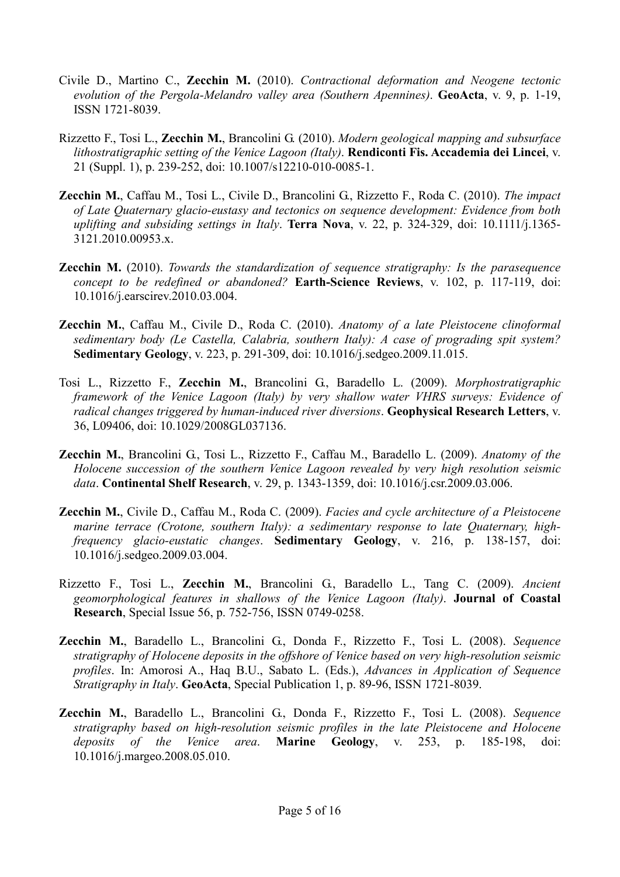Civile D., Martino C., **Zecchin M.** (2010). *Contractional deformation and Neogene tectonic evolution of the Pergola-Melandro valley area (Southern Apennines)*. **GeoActa**, v. 9, p. 1-19, ISSN 1721-8039.

Rizzetto F., Tosi L., **Zecchin M.**, Brancolini G. (2010). *Modern geological mapping and subsurface lithostratigraphic setting of the Venice Lagoon (Italy)*. **Rendiconti Fis. Accademia dei Lincei**, v. 21 (Suppl. 1), p. 239-252, doi: 10.1007/s12210-010-0085-1.

**Zecchin M.**, Caffau M., Tosi L., Civile D., Brancolini G., Rizzetto F., Roda C. (2010). *The impact of Late Quaternary glacio-eustasy and tectonics on sequence development: Evidence from both uplifting and subsiding settings in Italy*. **Terra Nova**, v. 22, p. 324-329, doi: 10.1111/j.1365-3121.2010.00953.x.

**Zecchin M.** (2010). *Towards the standardization of sequence stratigraphy: Is the parasequence concept to be redefined or abandoned?* **Earth-Science Reviews**, v. 102, p. 117-119, doi: 10.1016/j.earscirev.2010.03.004.

**Zecchin M.**, Caffau M., Civile D., Roda C. (2010). *Anatomy of a late Pleistocene clinoformal sedimentary body (Le Castella, Calabria, southern Italy): A case of prograding spit system?* **Sedimentary Geology**, v. 223, p. 291-309, doi: 10.1016/j.sedgeo.2009.11.015.

Tosi L., Rizzetto F., **Zecchin M.**, Brancolini G., Baradello L. (2009). *Morphostratigraphic framework of the Venice Lagoon (Italy) by very shallow water VHRS surveys: Evidence of radical changes triggered by human-induced river diversions*. **Geophysical Research Letters**, v. 36, L09406, doi: 10.1029/2008GL037136.

**Zecchin M.**, Brancolini G., Tosi L., Rizzetto F., Caffau M., Baradello L. (2009). *Anatomy of the Holocene succession of the southern Venice Lagoon revealed by very high resolution seismic data*. **Continental Shelf Research**, v. 29, p. 1343-1359, doi: 10.1016/j.csr.2009.03.006.

**Zecchin M.**, Civile D., Caffau M., Roda C. (2009). *Facies and cycle architecture of a Pleistocene marine terrace (Crotone, southern Italy): a sedimentary response to late Quaternary, high-frequency glacio-eustatic changes*. **Sedimentary Geology**, v. 216, p. 138-157, doi: 10.1016/j.sedgeo.2009.03.004.

Rizzetto F., Tosi L., **Zecchin M.**, Brancolini G., Baradello L., Tang C. (2009). *Ancient geomorphological features in shallows of the Venice Lagoon (Italy)*. **Journal of Coastal Research**, Special Issue 56, p. 752-756, ISSN 0749-0258.

**Zecchin M.**, Baradello L., Brancolini G., Donda F., Rizzetto F., Tosi L. (2008). *Sequence stratigraphy of Holocene deposits in the offshore of Venice based on very high-resolution seismic profiles*. In: Amorosi A., Haq B.U., Sabato L. (Eds.), *Advances in Application of Sequence Stratigraphy in Italy*. **GeoActa**, Special Publication 1, p. 89-96, ISSN 1721-8039.

**Zecchin M.**, Baradello L., Brancolini G., Donda F., Rizzetto F., Tosi L. (2008). *Sequence stratigraphy based on high-resolution seismic profiles in the late Pleistocene and Holocene deposits of the Venice area*. **Marine Geology**, v. 253, p. 185-198, doi: 10.1016/j.margeo.2008.05.010.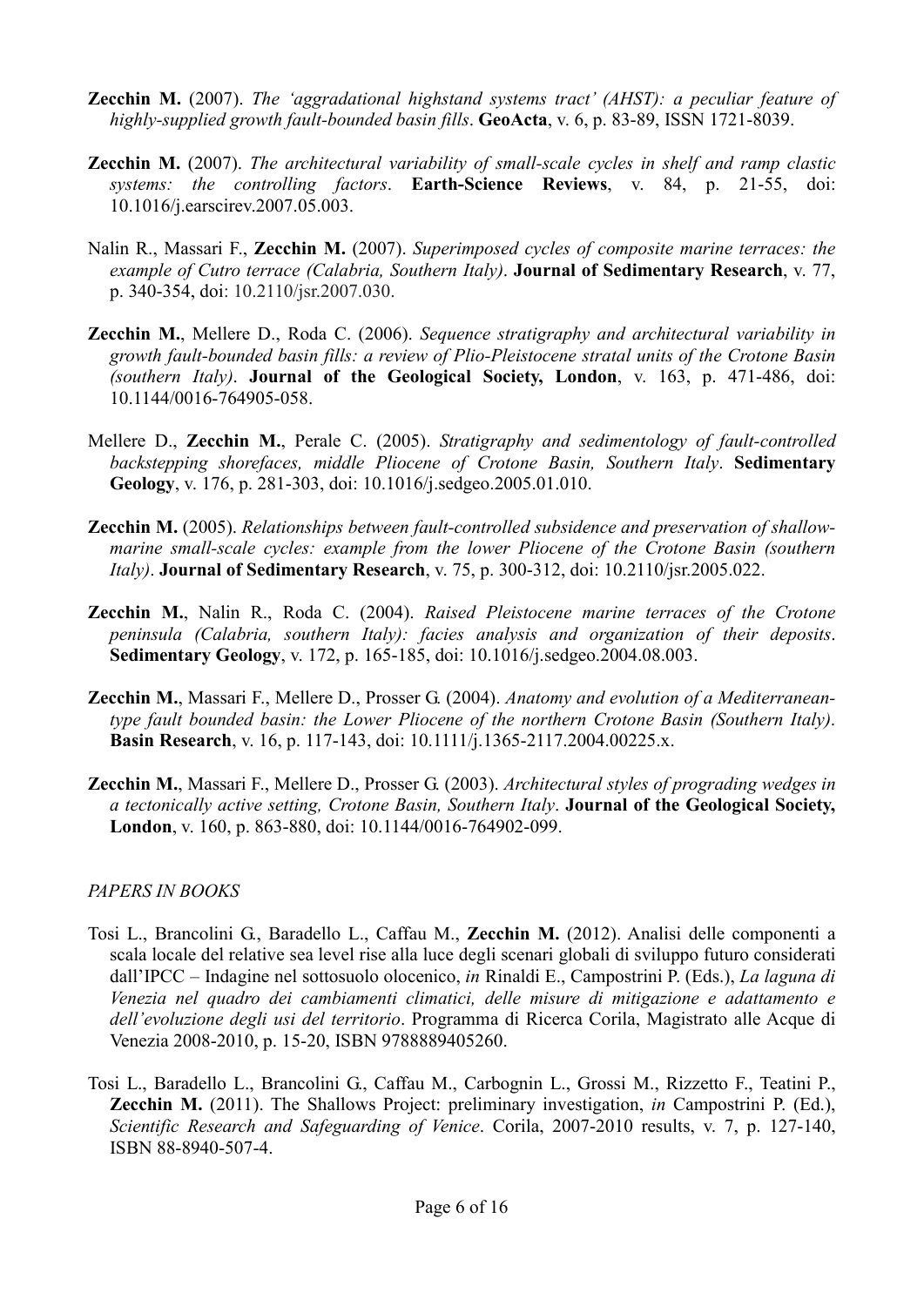**Zecchin M.** (2007). *The 'aggradational highstand systems tract' (AHST): a peculiar feature of highly-supplied growth fault-bounded basin fills*. **GeoActa**, v. 6, p. 83-89, ISSN 1721-8039.

**Zecchin M.** (2007). *The architectural variability of small-scale cycles in shelf and ramp clastic systems: the controlling factors*. **Earth-Science Reviews**, v. 84, p. 21-55, doi: 10.1016/j.earscirev.2007.05.003.

Nalin R., Massari F., **Zecchin M.** (2007). *Superimposed cycles of composite marine terraces: the example of Cutro terrace (Calabria, Southern Italy)*. **Journal of Sedimentary Research**, v. 77, p. 340-354, doi: 10.2110/jsr.2007.030.

**Zecchin M.**, Mellere D., Roda C. (2006). *Sequence stratigraphy and architectural variability in growth fault-bounded basin fills: a review of Plio-Pleistocene stratal units of the Crotone Basin (southern Italy)*. **Journal of the Geological Society, London**, v. 163, p. 471-486, doi: 10.1144/0016-764905-058.

Mellere D., **Zecchin M.**, Perale C. (2005). *Stratigraphy and sedimentology of fault-controlled backstepping shorefaces, middle Pliocene of Crotone Basin, Southern Italy*. **Sedimentary Geology**, v. 176, p. 281-303, doi: 10.1016/j.sedgeo.2005.01.010.

**Zecchin M.** (2005). *Relationships between fault-controlled subsidence and preservation of shallow-marine small-scale cycles: example from the lower Pliocene of the Crotone Basin (southern Italy)*. **Journal of Sedimentary Research**, v. 75, p. 300-312, doi: 10.2110/jsr.2005.022.

**Zecchin M.**, Nalin R., Roda C. (2004). *Raised Pleistocene marine terraces of the Crotone peninsula (Calabria, southern Italy): facies analysis and organization of their deposits*. **Sedimentary Geology**, v. 172, p. 165-185, doi: 10.1016/j.sedgeo.2004.08.003.

**Zecchin M.**, Massari F., Mellere D., Prosser G. (2004). *Anatomy and evolution of a Mediterranean-type fault bounded basin: the Lower Pliocene of the northern Crotone Basin (Southern Italy)*. **Basin Research**, v. 16, p. 117-143, doi: 10.1111/j.1365-2117.2004.00225.x.

**Zecchin M.**, Massari F., Mellere D., Prosser G. (2003). *Architectural styles of prograding wedges in a tectonically active setting, Crotone Basin, Southern Italy*. **Journal of the Geological Society, London**, v. 160, p. 863-880, doi: 10.1144/0016-764902-099.

*PAPERS IN BOOKS*

Tosi L., Brancolini G., Baradello L., Caffau M., **Zecchin M.** (2012). Analisi delle componenti a scala locale del relative sea level rise alla luce degli scenari globali di sviluppo futuro considerati dall'IPCC – Indagine nel sottosuolo olocenico, *in* Rinaldi E., Campostrini P. (Eds.), *La laguna di Venezia nel quadro dei cambiamenti climatici, delle misure di mitigazione e adattamento e dell'evoluzione degli usi del territorio*. Programma di Ricerca Corila, Magistrato alle Acque di Venezia 2008-2010, p. 15-20, ISBN 9788889405260.

Tosi L., Baradello L., Brancolini G., Caffau M., Carbognin L., Grossi M., Rizzetto F., Teatini P., **Zecchin M.** (2011). The Shallows Project: preliminary investigation, *in* Campostrini P. (Ed.), *Scientific Research and Safeguarding of Venice*. Corila, 2007-2010 results, v. 7, p. 127-140, ISBN 88-8940-507-4.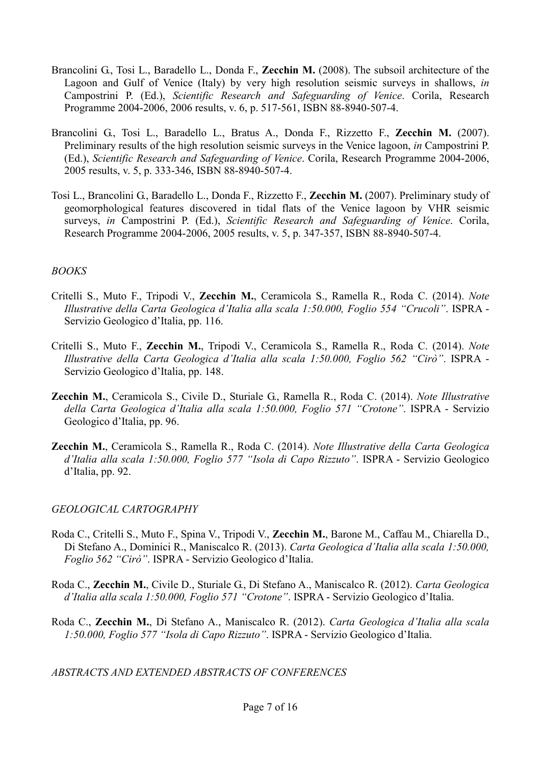Brancolini G., Tosi L., Baradello L., Donda F., **Zecchin M.** (2008). The subsoil architecture of the Lagoon and Gulf of Venice (Italy) by very high resolution seismic surveys in shallows, *in* Campostrini P. (Ed.), *Scientific Research and Safeguarding of Venice*. Corila, Research Programme 2004-2006, 2006 results, v. 6, p. 517-561, ISBN 88-8940-507-4.

Brancolini G., Tosi L., Baradello L., Bratus A., Donda F., Rizzetto F., **Zecchin M.** (2007). Preliminary results of the high resolution seismic surveys in the Venice lagoon, *in* Campostrini P. (Ed.), *Scientific Research and Safeguarding of Venice*. Corila, Research Programme 2004-2006, 2005 results, v. 5, p. 333-346, ISBN 88-8940-507-4.

Tosi L., Brancolini G., Baradello L., Donda F., Rizzetto F., **Zecchin M.** (2007). Preliminary study of geomorphological features discovered in tidal flats of the Venice lagoon by VHR seismic surveys, *in* Campostrini P. (Ed.), *Scientific Research and Safeguarding of Venice*. Corila, Research Programme 2004-2006, 2005 results, v. 5, p. 347-357, ISBN 88-8940-507-4.

*BOOKS*

Critelli S., Muto F., Tripodi V., **Zecchin M.**, Ceramicola S., Ramella R., Roda C. (2014). *Note Illustrative della Carta Geologica d'Italia alla scala 1:50.000, Foglio 554 "Crucoli"*. ISPRA - Servizio Geologico d'Italia, pp. 116.

Critelli S., Muto F., **Zecchin M.**, Tripodi V., Ceramicola S., Ramella R., Roda C. (2014). *Note Illustrative della Carta Geologica d'Italia alla scala 1:50.000, Foglio 562 "Cirò"*. ISPRA - Servizio Geologico d'Italia, pp. 148.

**Zecchin M.**, Ceramicola S., Civile D., Sturiale G., Ramella R., Roda C. (2014). *Note Illustrative della Carta Geologica d'Italia alla scala 1:50.000, Foglio 571 "Crotone"*. ISPRA - Servizio Geologico d'Italia, pp. 96.

**Zecchin M.**, Ceramicola S., Ramella R., Roda C. (2014). *Note Illustrative della Carta Geologica d'Italia alla scala 1:50.000, Foglio 577 "Isola di Capo Rizzuto"*. ISPRA - Servizio Geologico d'Italia, pp. 92.

*GEOLOGICAL CARTOGRAPHY*

Roda C., Critelli S., Muto F., Spina V., Tripodi V., **Zecchin M.**, Barone M., Caffau M., Chiarella D., Di Stefano A., Dominici R., Maniscalco R. (2013). *Carta Geologica d'Italia alla scala 1:50.000, Foglio 562 "Cirò"*. ISPRA - Servizio Geologico d'Italia.

Roda C., **Zecchin M.**, Civile D., Sturiale G., Di Stefano A., Maniscalco R. (2012). *Carta Geologica d'Italia alla scala 1:50.000, Foglio 571 "Crotone"*. ISPRA - Servizio Geologico d'Italia.

Roda C., **Zecchin M.**, Di Stefano A., Maniscalco R. (2012). *Carta Geologica d'Italia alla scala 1:50.000, Foglio 577 "Isola di Capo Rizzuto"*. ISPRA - Servizio Geologico d'Italia.

*ABSTRACTS AND EXTENDED ABSTRACTS OF CONFERENCES*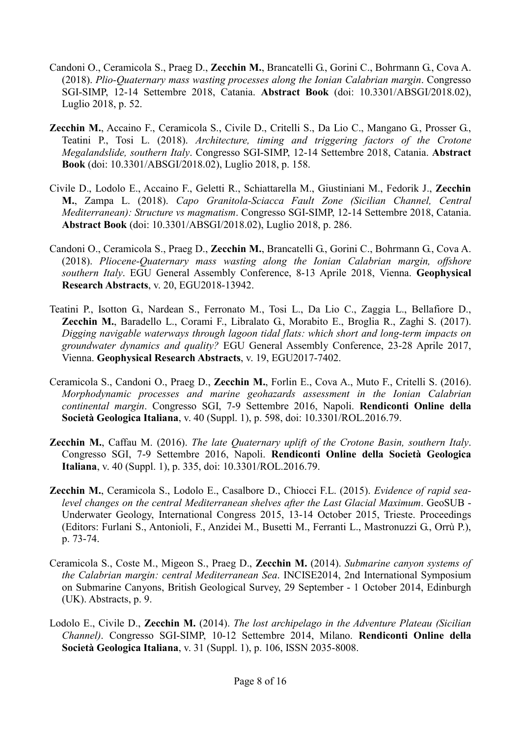Candoni O., Ceramicola S., Praeg D., **Zecchin M.**, Brancatelli G., Gorini C., Bohrmann G., Cova A. (2018). *Plio-Quaternary mass wasting processes along the Ionian Calabrian margin*. Congresso SGI-SIMP, 12-14 Settembre 2018, Catania. **Abstract Book** (doi: 10.3301/ABSGI/2018.02), Luglio 2018, p. 52.

**Zecchin M.**, Accaino F., Ceramicola S., Civile D., Critelli S., Da Lio C., Mangano G., Prosser G., Teatini P., Tosi L. (2018). *Architecture, timing and triggering factors of the Crotone Megalandslide, southern Italy*. Congresso SGI-SIMP, 12-14 Settembre 2018, Catania. **Abstract Book** (doi: 10.3301/ABSGI/2018.02), Luglio 2018, p. 158.

Civile D., Lodolo E., Accaino F., Geletti R., Schiattarella M., Giustiniani M., Fedorik J., **Zecchin M.**, Zampa L. (2018). *Capo Granitola-Sciacca Fault Zone (Sicilian Channel, Central Mediterranean): Structure vs magmatism*. Congresso SGI-SIMP, 12-14 Settembre 2018, Catania. **Abstract Book** (doi: 10.3301/ABSGI/2018.02), Luglio 2018, p. 286.

Candoni O., Ceramicola S., Praeg D., **Zecchin M.**, Brancatelli G., Gorini C., Bohrmann G., Cova A. (2018). *Pliocene-Quaternary mass wasting along the Ionian Calabrian margin, offshore southern Italy*. EGU General Assembly Conference, 8-13 Aprile 2018, Vienna. **Geophysical Research Abstracts**, v. 20, EGU2018-13942.

Teatini P., Isotton G., Nardean S., Ferronato M., Tosi L., Da Lio C., Zaggia L., Bellafiore D., **Zecchin M.**, Baradello L., Corami F., Libralato G., Morabito E., Broglia R., Zaghi S. (2017). *Digging navigable waterways through lagoon tidal flats: which short and long-term impacts on groundwater dynamics and quality?* EGU General Assembly Conference, 23-28 Aprile 2017, Vienna. **Geophysical Research Abstracts**, v. 19, EGU2017-7402.

Ceramicola S., Candoni O., Praeg D., **Zecchin M.**, Forlin E., Cova A., Muto F., Critelli S. (2016). *Morphodynamic processes and marine geohazards assessment in the Ionian Calabrian continental margin*. Congresso SGI, 7-9 Settembre 2016, Napoli. **Rendiconti Online della Società Geologica Italiana**, v. 40 (Suppl. 1), p. 598, doi: 10.3301/ROL.2016.79.

**Zecchin M.**, Caffau M. (2016). *The late Quaternary uplift of the Crotone Basin, southern Italy*. Congresso SGI, 7-9 Settembre 2016, Napoli. **Rendiconti Online della Società Geologica Italiana**, v. 40 (Suppl. 1), p. 335, doi: 10.3301/ROL.2016.79.

**Zecchin M.**, Ceramicola S., Lodolo E., Casalbore D., Chiocci F.L. (2015). *Evidence of rapid sea-level changes on the central Mediterranean shelves after the Last Glacial Maximum*. GeoSUB - Underwater Geology, International Congress 2015, 13-14 October 2015, Trieste. Proceedings (Editors: Furlani S., Antonioli, F., Anzidei M., Busetti M., Ferranti L., Mastronuzzi G., Orrù P.), p. 73-74.

Ceramicola S., Coste M., Migeon S., Praeg D., **Zecchin M.** (2014). *Submarine canyon systems of the Calabrian margin: central Mediterranean Sea*. INCISE2014, 2nd International Symposium on Submarine Canyons, British Geological Survey, 29 September - 1 October 2014, Edinburgh (UK). Abstracts, p. 9.

Lodolo E., Civile D., **Zecchin M.** (2014). *The lost archipelago in the Adventure Plateau (Sicilian Channel)*. Congresso SGI-SIMP, 10-12 Settembre 2014, Milano. **Rendiconti Online della Società Geologica Italiana**, v. 31 (Suppl. 1), p. 106, ISSN 2035-8008.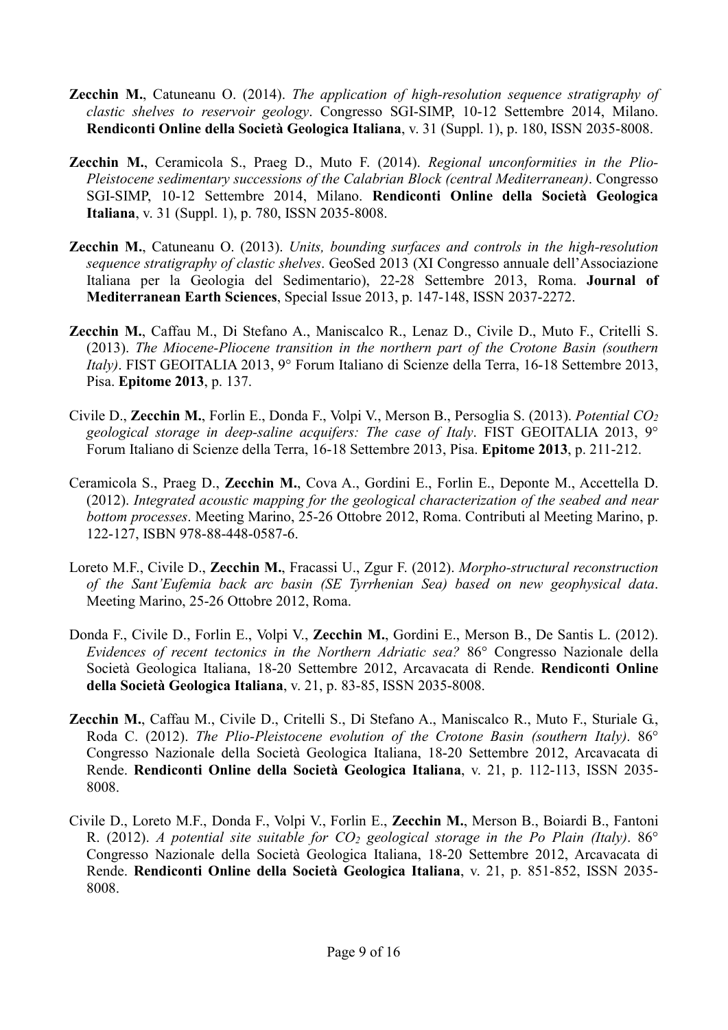**Zecchin M.**, Catuneanu O. (2014). *The application of high-resolution sequence stratigraphy of clastic shelves to reservoir geology*. Congresso SGI-SIMP, 10-12 Settembre 2014, Milano. **Rendiconti Online della Società Geologica Italiana**, v. 31 (Suppl. 1), p. 180, ISSN 2035-8008.

**Zecchin M.**, Ceramicola S., Praeg D., Muto F. (2014). *Regional unconformities in the Plio-Pleistocene sedimentary successions of the Calabrian Block (central Mediterranean)*. Congresso SGI-SIMP, 10-12 Settembre 2014, Milano. **Rendiconti Online della Società Geologica Italiana**, v. 31 (Suppl. 1), p. 780, ISSN 2035-8008.

**Zecchin M.**, Catuneanu O. (2013). *Units, bounding surfaces and controls in the high-resolution sequence stratigraphy of clastic shelves*. GeoSed 2013 (XI Congresso annuale dell'Associazione Italiana per la Geologia del Sedimentario), 22-28 Settembre 2013, Roma. **Journal of Mediterranean Earth Sciences**, Special Issue 2013, p. 147-148, ISSN 2037-2272.

**Zecchin M.**, Caffau M., Di Stefano A., Maniscalco R., Lenaz D., Civile D., Muto F., Critelli S. (2013). *The Miocene-Pliocene transition in the northern part of the Crotone Basin (southern Italy)*. FIST GEOITALIA 2013, 9° Forum Italiano di Scienze della Terra, 16-18 Settembre 2013, Pisa. **Epitome 2013**, p. 137.

Civile D., **Zecchin M.**, Forlin E., Donda F., Volpi V., Merson B., Persoglia S. (2013). *Potential $CO_2$ geological storage in deep-saline acquifers: The case of Italy*. FIST GEOITALIA 2013, 9° Forum Italiano di Scienze della Terra, 16-18 Settembre 2013, Pisa. **Epitome 2013**, p. 211-212.

Ceramicola S., Praeg D., **Zecchin M.**, Cova A., Gordini E., Forlin E., Deponte M., Accettella D. (2012). *Integrated acoustic mapping for the geological characterization of the seabed and near bottom processes*. Meeting Marino, 25-26 Ottobre 2012, Roma. Contributi al Meeting Marino, p. 122-127, ISBN 978-88-448-0587-6.

Loreto M.F., Civile D., **Zecchin M.**, Fracassi U., Zgur F. (2012). *Morpho-structural reconstruction of the Sant'Eufemia back arc basin (SE Tyrrhenian Sea) based on new geophysical data*. Meeting Marino, 25-26 Ottobre 2012, Roma.

Donda F., Civile D., Forlin E., Volpi V., **Zecchin M.**, Gordini E., Merson B., De Santis L. (2012). *Evidences of recent tectonics in the Northern Adriatic sea?* 86° Congresso Nazionale della Società Geologica Italiana, 18-20 Settembre 2012, Arcavacata di Rende. **Rendiconti Online della Società Geologica Italiana**, v. 21, p. 83-85, ISSN 2035-8008.

**Zecchin M.**, Caffau M., Civile D., Critelli S., Di Stefano A., Maniscalco R., Muto F., Sturiale G., Roda C. (2012). *The Plio-Pleistocene evolution of the Crotone Basin (southern Italy)*. 86° Congresso Nazionale della Società Geologica Italiana, 18-20 Settembre 2012, Arcavacata di Rende. **Rendiconti Online della Società Geologica Italiana**, v. 21, p. 112-113, ISSN 2035-8008.

Civile D., Loreto M.F., Donda F., Volpi V., Forlin E., **Zecchin M.**, Merson B., Boiardi B., Fantoni R. (2012). *A potential site suitable for $CO_2$ geological storage in the Po Plain (Italy)*. 86° Congresso Nazionale della Società Geologica Italiana, 18-20 Settembre 2012, Arcavacata di Rende. **Rendiconti Online della Società Geologica Italiana**, v. 21, p. 851-852, ISSN 2035-8008.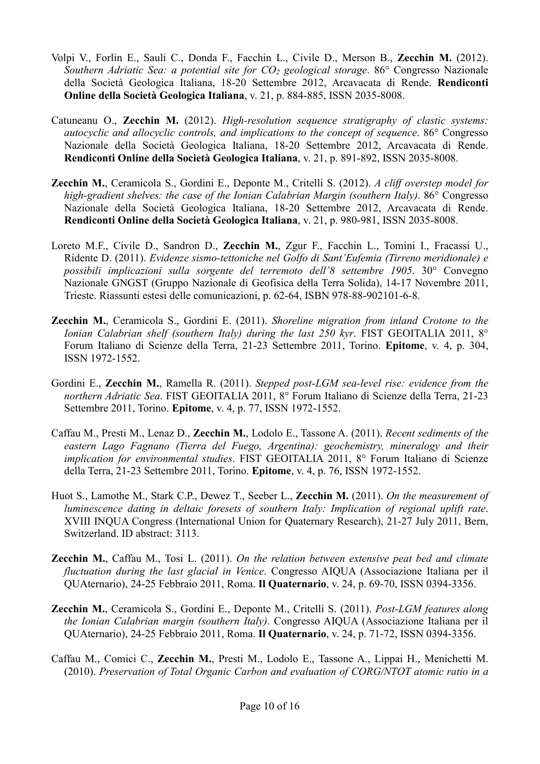Volpi V., Forlin E., Sauli C., Donda F., Facchin L., Civile D., Merson B., **Zecchin M.** (2012). *Southern Adriatic Sea: a potential site for $CO_2$ geological storage*. 86° Congresso Nazionale della Società Geologica Italiana, 18-20 Settembre 2012, Arcavacata di Rende. **Rendiconti Online della Società Geologica Italiana**, v. 21, p. 884-885, ISSN 2035-8008.

Catuneanu O., **Zecchin M.** (2012). *High-resolution sequence stratigraphy of clastic systems: autocyclic and allocyclic controls, and implications to the concept of sequence*. 86° Congresso Nazionale della Società Geologica Italiana, 18-20 Settembre 2012, Arcavacata di Rende. **Rendiconti Online della Società Geologica Italiana**, v. 21, p. 891-892, ISSN 2035-8008.

**Zecchin M.**, Ceramicola S., Gordini E., Deponte M., Critelli S. (2012). *A cliff overstep model for high-gradient shelves: the case of the Ionian Calabrian Margin (southern Italy)*. 86° Congresso Nazionale della Società Geologica Italiana, 18-20 Settembre 2012, Arcavacata di Rende. **Rendiconti Online della Società Geologica Italiana**, v. 21, p. 980-981, ISSN 2035-8008.

Loreto M.F., Civile D., Sandron D., **Zecchin M.**, Zgur F., Facchin L., Tomini I., Fracassi U., Ridente D. (2011). *Evidenze sismo-tettoniche nel Golfo di Sant'Eufemia (Tirreno meridionale) e possibili implicazioni sulla sorgente del terremoto dell'8 settembre 1905*. 30° Convegno Nazionale GNGST (Gruppo Nazionale di Geofisica della Terra Solida), 14-17 Novembre 2011, Trieste. Riassunti estesi delle comunicazioni, p. 62-64, ISBN 978-88-902101-6-8.

**Zecchin M.**, Ceramicola S., Gordini E. (2011). *Shoreline migration from inland Crotone to the Ionian Calabrian shelf (southern Italy) during the last 250 kyr*. FIST GEOITALIA 2011, 8° Forum Italiano di Scienze della Terra, 21-23 Settembre 2011, Torino. **Epitome**, v. 4, p. 304, ISSN 1972-1552.

Gordini E., **Zecchin M.**, Ramella R. (2011). *Stepped post-LGM sea-level rise: evidence from the northern Adriatic Sea*. FIST GEOITALIA 2011, 8° Forum Italiano di Scienze della Terra, 21-23 Settembre 2011, Torino. **Epitome**, v. 4, p. 77, ISSN 1972-1552.

Caffau M., Presti M., Lenaz D., **Zecchin M.**, Lodolo E., Tassone A. (2011). *Recent sediments of the eastern Lago Fagnano (Tierra del Fuego, Argentina): geochemistry, mineralogy and their implication for environmental studies*. FIST GEOITALIA 2011, 8° Forum Italiano di Scienze della Terra, 21-23 Settembre 2011, Torino. **Epitome**, v. 4, p. 76, ISSN 1972-1552.

Huot S., Lamothe M., Stark C.P., Dewez T., Seeber L., **Zecchin M.** (2011). *On the measurement of luminescence dating in deltaic foresets of southern Italy: Implication of regional uplift rate*. XVIII INQUA Congress (International Union for Quaternary Research), 21-27 July 2011, Bern, Switzerland. ID abstract: 3113.

**Zecchin M.**, Caffau M., Tosi L. (2011). *On the relation between extensive peat bed and climate fluctuation during the last glacial in Venice*. Congresso AIQUA (Associazione Italiana per il QUAternario), 24-25 Febbraio 2011, Roma. **Il Quaternario**, v. 24, p. 69-70, ISSN 0394-3356.

**Zecchin M.**, Ceramicola S., Gordini E., Deponte M., Critelli S. (2011). *Post-LGM features along the Ionian Calabrian margin (southern Italy)*. Congresso AIQUA (Associazione Italiana per il QUAternario), 24-25 Febbraio 2011, Roma. **Il Quaternario**, v. 24, p. 71-72, ISSN 0394-3356.

Caffau M., Comici C., **Zecchin M.**, Presti M., Lodolo E., Tassone A., Lippai H., Menichetti M. (2010). *Preservation of Total Organic Carbon and evaluation of CORG/NTOT atomic ratio in a*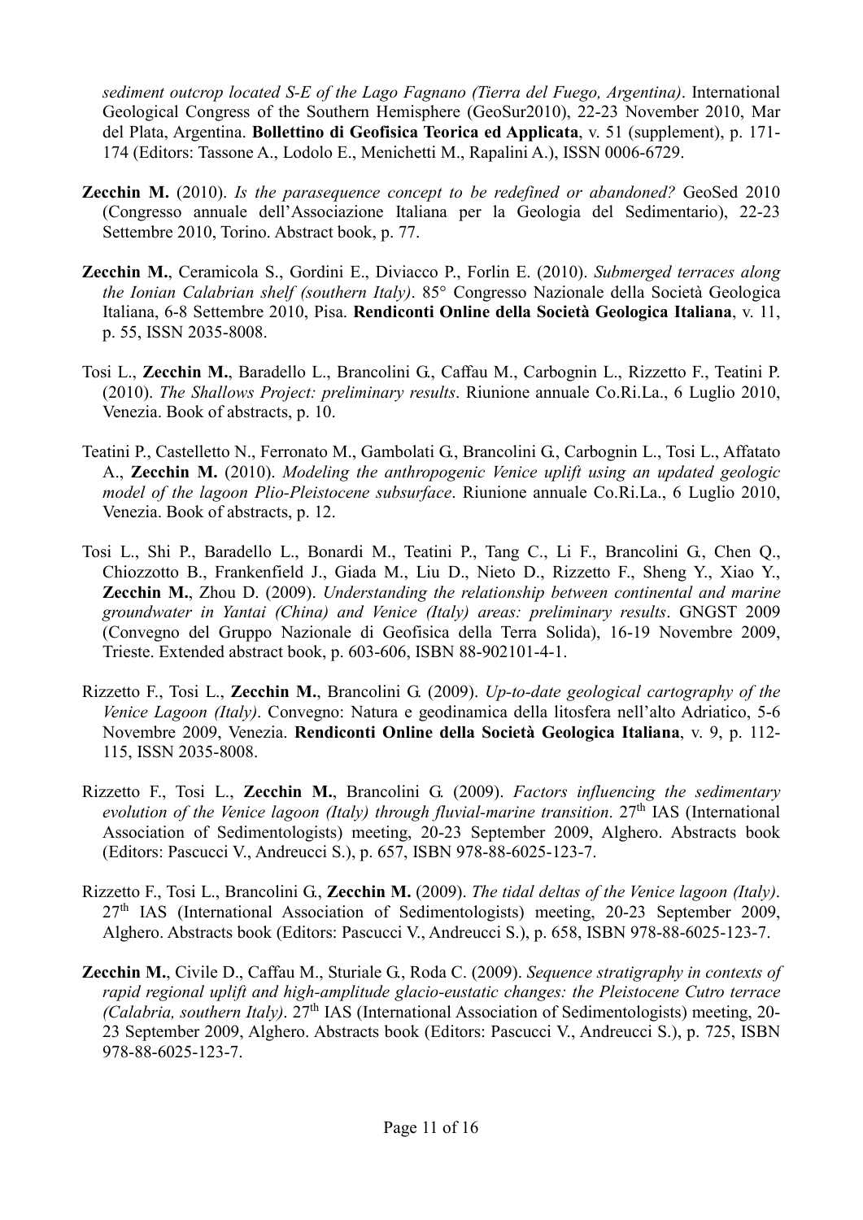*sediment outcrop located S-E of the Lago Fagnano (Tierra del Fuego, Argentina)*. International Geological Congress of the Southern Hemisphere (GeoSur2010), 22-23 November 2010, Mar del Plata, Argentina. **Bollettino di Geofisica Teorica ed Applicata**, v. 51 (supplement), p. 171-174 (Editors: Tassone A., Lodolo E., Menichetti M., Rapalini A.), ISSN 0006-6729.

**Zecchin M.** (2010). *Is the parasequence concept to be redefined or abandoned?* GeoSed 2010 (Congresso annuale dell'Associazione Italiana per la Geologia del Sedimentario), 22-23 Settembre 2010, Torino. Abstract book, p. 77.

**Zecchin M.**, Ceramicola S., Gordini E., Diviacco P., Forlin E. (2010). *Submerged terraces along the Ionian Calabrian shelf (southern Italy)*. 85° Congresso Nazionale della Società Geologica Italiana, 6-8 Settembre 2010, Pisa. **Rendiconti Online della Società Geologica Italiana**, v. 11, p. 55, ISSN 2035-8008.

Tosi L., **Zecchin M.**, Baradello L., Brancolini G., Caffau M., Carbognin L., Rizzetto F., Teatini P. (2010). *The Shallows Project: preliminary results*. Riunione annuale Co.Ri.La., 6 Luglio 2010, Venezia. Book of abstracts, p. 10.

Teatini P., Castelletto N., Ferronato M., Gambolati G., Brancolini G., Carbognin L., Tosi L., Affatato A., **Zecchin M.** (2010). *Modeling the anthropogenic Venice uplift using an updated geologic model of the lagoon Plio-Pleistocene subsurface*. Riunione annuale Co.Ri.La., 6 Luglio 2010, Venezia. Book of abstracts, p. 12.

Tosi L., Shi P., Baradello L., Bonardi M., Teatini P., Tang C., Li F., Brancolini G., Chen Q., Chiozzotto B., Frankenfield J., Giada M., Liu D., Nieto D., Rizzetto F., Sheng Y., Xiao Y., **Zecchin M.**, Zhou D. (2009). *Understanding the relationship between continental and marine groundwater in Yantai (China) and Venice (Italy) areas: preliminary results*. GNGST 2009 (Convegno del Gruppo Nazionale di Geofisica della Terra Solida), 16-19 Novembre 2009, Trieste. Extended abstract book, p. 603-606, ISBN 88-902101-4-1.

Rizzetto F., Tosi L., **Zecchin M.**, Brancolini G. (2009). *Up-to-date geological cartography of the Venice Lagoon (Italy)*. Convegno: Natura e geodinamica della litosfera nell'alto Adriatico, 5-6 Novembre 2009, Venezia. **Rendiconti Online della Società Geologica Italiana**, v. 9, p. 112-115, ISSN 2035-8008.

Rizzetto F., Tosi L., **Zecchin M.**, Brancolini G. (2009). *Factors influencing the sedimentary evolution of the Venice lagoon (Italy) through fluvial-marine transition*. 27th IAS (International Association of Sedimentologists) meeting, 20-23 September 2009, Alghero. Abstracts book (Editors: Pascucci V., Andreucci S.), p. 657, ISBN 978-88-6025-123-7.

Rizzetto F., Tosi L., Brancolini G., **Zecchin M.** (2009). *The tidal deltas of the Venice lagoon (Italy)*. 27th IAS (International Association of Sedimentologists) meeting, 20-23 September 2009, Alghero. Abstracts book (Editors: Pascucci V., Andreucci S.), p. 658, ISBN 978-88-6025-123-7.

**Zecchin M.**, Civile D., Caffau M., Sturiale G., Roda C. (2009). *Sequence stratigraphy in contexts of rapid regional uplift and high-amplitude glacio-eustatic changes: the Pleistocene Cutro terrace (Calabria, southern Italy)*. 27th IAS (International Association of Sedimentologists) meeting, 20-23 September 2009, Alghero. Abstracts book (Editors: Pascucci V., Andreucci S.), p. 725, ISBN 978-88-6025-123-7.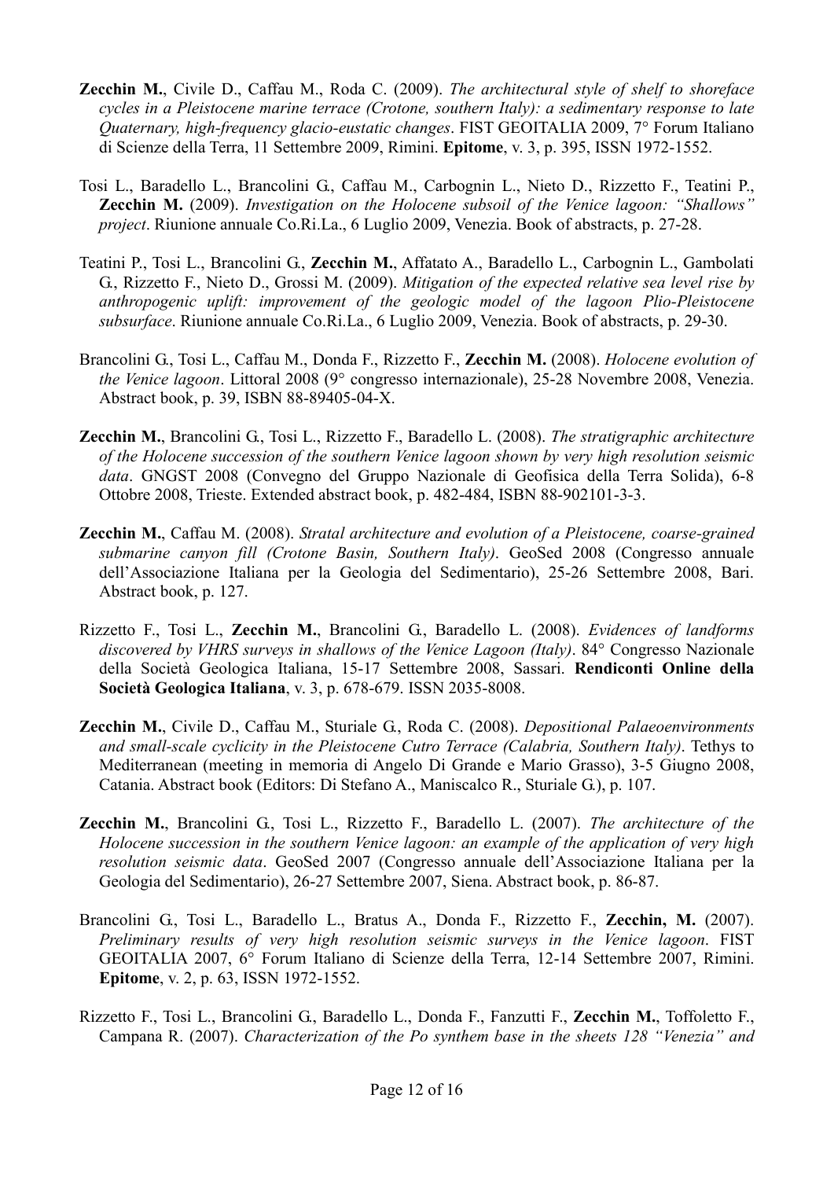**Zecchin M.**, Civile D., Caffau M., Roda C. (2009). *The architectural style of shelf to shoreface cycles in a Pleistocene marine terrace (Crotone, southern Italy): a sedimentary response to late Quaternary, high-frequency glacio-eustatic changes*. FIST GEOITALIA 2009, 7° Forum Italiano di Scienze della Terra, 11 Settembre 2009, Rimini. **Epitome**, v. 3, p. 395, ISSN 1972-1552.

Tosi L., Baradello L., Brancolini G., Caffau M., Carbognin L., Nieto D., Rizzetto F., Teatini P., **Zecchin M.** (2009). *Investigation on the Holocene subsoil of the Venice lagoon: "Shallows" project*. Riunione annuale Co.Ri.La., 6 Luglio 2009, Venezia. Book of abstracts, p. 27-28.

Teatini P., Tosi L., Brancolini G., **Zecchin M.**, Affatato A., Baradello L., Carbognin L., Gambolati G., Rizzetto F., Nieto D., Grossi M. (2009). *Mitigation of the expected relative sea level rise by anthropogenic uplift: improvement of the geologic model of the lagoon Plio-Pleistocene subsurface*. Riunione annuale Co.Ri.La., 6 Luglio 2009, Venezia. Book of abstracts, p. 29-30.

Brancolini G., Tosi L., Caffau M., Donda F., Rizzetto F., **Zecchin M.** (2008). *Holocene evolution of the Venice lagoon*. Littoral 2008 (9° congresso internazionale), 25-28 Novembre 2008, Venezia. Abstract book, p. 39, ISBN 88-89405-04-X.

**Zecchin M.**, Brancolini G., Tosi L., Rizzetto F., Baradello L. (2008). *The stratigraphic architecture of the Holocene succession of the southern Venice lagoon shown by very high resolution seismic data*. GNGST 2008 (Convegno del Gruppo Nazionale di Geofisica della Terra Solida), 6-8 Ottobre 2008, Trieste. Extended abstract book, p. 482-484, ISBN 88-902101-3-3.

**Zecchin M.**, Caffau M. (2008). *Stratal architecture and evolution of a Pleistocene, coarse-grained submarine canyon fill (Crotone Basin, Southern Italy)*. GeoSed 2008 (Congresso annuale dell'Associazione Italiana per la Geologia del Sedimentario), 25-26 Settembre 2008, Bari. Abstract book, p. 127.

Rizzetto F., Tosi L., **Zecchin M.**, Brancolini G., Baradello L. (2008). *Evidences of landforms discovered by VHRS surveys in shallows of the Venice Lagoon (Italy)*. 84° Congresso Nazionale della Società Geologica Italiana, 15-17 Settembre 2008, Sassari. **Rendiconti Online della Società Geologica Italiana**, v. 3, p. 678-679. ISSN 2035-8008.

**Zecchin M.**, Civile D., Caffau M., Sturiale G., Roda C. (2008). *Depositional Palaeoenvironments and small-scale cyclicity in the Pleistocene Cutro Terrace (Calabria, Southern Italy)*. Tethys to Mediterranean (meeting in memoria di Angelo Di Grande e Mario Grasso), 3-5 Giugno 2008, Catania. Abstract book (Editors: Di Stefano A., Maniscalco R., Sturiale G.), p. 107.

**Zecchin M.**, Brancolini G., Tosi L., Rizzetto F., Baradello L. (2007). *The architecture of the Holocene succession in the southern Venice lagoon: an example of the application of very high resolution seismic data*. GeoSed 2007 (Congresso annuale dell'Associazione Italiana per la Geologia del Sedimentario), 26-27 Settembre 2007, Siena. Abstract book, p. 86-87.

Brancolini G., Tosi L., Baradello L., Bratus A., Donda F., Rizzetto F., **Zecchin, M.** (2007). *Preliminary results of very high resolution seismic surveys in the Venice lagoon*. FIST GEOITALIA 2007, 6° Forum Italiano di Scienze della Terra, 12-14 Settembre 2007, Rimini. **Epitome**, v. 2, p. 63, ISSN 1972-1552.

Rizzetto F., Tosi L., Brancolini G., Baradello L., Donda F., Fanzutti F., **Zecchin M.**, Toffoletto F., Campana R. (2007). *Characterization of the Po synthem base in the sheets 128 "Venezia" and*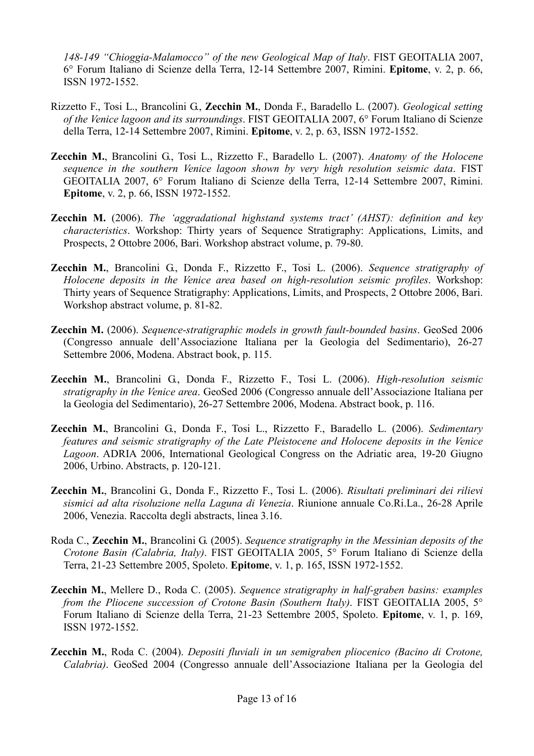*148-149 "Chioggia-Malamocco" of the new Geological Map of Italy*. FIST GEOITALIA 2007, 6° Forum Italiano di Scienze della Terra, 12-14 Settembre 2007, Rimini. **Epitome**, v. 2, p. 66, ISSN 1972-1552.

Rizzetto F., Tosi L., Brancolini G., **Zecchin M.**, Donda F., Baradello L. (2007). *Geological setting of the Venice lagoon and its surroundings*. FIST GEOITALIA 2007, 6° Forum Italiano di Scienze della Terra, 12-14 Settembre 2007, Rimini. **Epitome**, v. 2, p. 63, ISSN 1972-1552.

**Zecchin M.**, Brancolini G., Tosi L., Rizzetto F., Baradello L. (2007). *Anatomy of the Holocene sequence in the southern Venice lagoon shown by very high resolution seismic data*. FIST GEOITALIA 2007, 6° Forum Italiano di Scienze della Terra, 12-14 Settembre 2007, Rimini. **Epitome**, v. 2, p. 66, ISSN 1972-1552.

**Zecchin M.** (2006). *The 'aggradational highstand systems tract' (AHST): definition and key characteristics*. Workshop: Thirty years of Sequence Stratigraphy: Applications, Limits, and Prospects, 2 Ottobre 2006, Bari. Workshop abstract volume, p. 79-80.

**Zecchin M.**, Brancolini G., Donda F., Rizzetto F., Tosi L. (2006). *Sequence stratigraphy of Holocene deposits in the Venice area based on high-resolution seismic profiles*. Workshop: Thirty years of Sequence Stratigraphy: Applications, Limits, and Prospects, 2 Ottobre 2006, Bari. Workshop abstract volume, p. 81-82.

**Zecchin M.** (2006). *Sequence-stratigraphic models in growth fault-bounded basins*. GeoSed 2006 (Congresso annuale dell'Associazione Italiana per la Geologia del Sedimentario), 26-27 Settembre 2006, Modena. Abstract book, p. 115.

**Zecchin M.**, Brancolini G., Donda F., Rizzetto F., Tosi L. (2006). *High-resolution seismic stratigraphy in the Venice area*. GeoSed 2006 (Congresso annuale dell'Associazione Italiana per la Geologia del Sedimentario), 26-27 Settembre 2006, Modena. Abstract book, p. 116.

**Zecchin M.**, Brancolini G., Donda F., Tosi L., Rizzetto F., Baradello L. (2006). *Sedimentary features and seismic stratigraphy of the Late Pleistocene and Holocene deposits in the Venice Lagoon*. ADRIA 2006, International Geological Congress on the Adriatic area, 19-20 Giugno 2006, Urbino. Abstracts, p. 120-121.

**Zecchin M.**, Brancolini G., Donda F., Rizzetto F., Tosi L. (2006). *Risultati preliminari dei rilievi sismici ad alta risoluzione nella Laguna di Venezia*. Riunione annuale Co.Ri.La., 26-28 Aprile 2006, Venezia. Raccolta degli abstracts, linea 3.16.

Roda C., **Zecchin M.**, Brancolini G. (2005). *Sequence stratigraphy in the Messinian deposits of the Crotone Basin (Calabria, Italy)*. FIST GEOITALIA 2005, 5° Forum Italiano di Scienze della Terra, 21-23 Settembre 2005, Spoleto. **Epitome**, v. 1, p. 165, ISSN 1972-1552.

**Zecchin M.**, Mellere D., Roda C. (2005). *Sequence stratigraphy in half-graben basins: examples from the Pliocene succession of Crotone Basin (Southern Italy)*. FIST GEOITALIA 2005, 5° Forum Italiano di Scienze della Terra, 21-23 Settembre 2005, Spoleto. **Epitome**, v. 1, p. 169, ISSN 1972-1552.

**Zecchin M.**, Roda C. (2004). *Depositi fluviali in un semigraben pliocenico (Bacino di Crotone, Calabria)*. GeoSed 2004 (Congresso annuale dell'Associazione Italiana per la Geologia del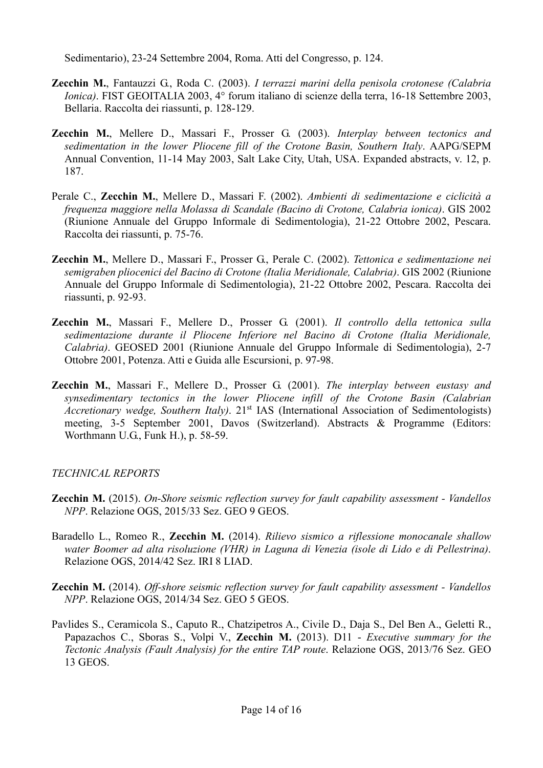Sedimentario), 23-24 Settembre 2004, Roma. Atti del Congresso, p. 124.

**Zecchin M.**, Fantauzzi G., Roda C. (2003). *I terrazzi marini della penisola crotonese (Calabria Ionica)*. FIST GEOITALIA 2003, 4° forum italiano di scienze della terra, 16-18 Settembre 2003, Bellaria. Raccolta dei riassunti, p. 128-129.

**Zecchin M.**, Mellere D., Massari F., Prosser G. (2003). *Interplay between tectonics and sedimentation in the lower Pliocene fill of the Crotone Basin, Southern Italy*. AAPG/SEPM Annual Convention, 11-14 May 2003, Salt Lake City, Utah, USA. Expanded abstracts, v. 12, p. 187.

Perale C., **Zecchin M.**, Mellere D., Massari F. (2002). *Ambienti di sedimentazione e ciclicità a frequenza maggiore nella Molassa di Scandale (Bacino di Crotone, Calabria ionica)*. GIS 2002 (Riunione Annuale del Gruppo Informale di Sedimentologia), 21-22 Ottobre 2002, Pescara. Raccolta dei riassunti, p. 75-76.

**Zecchin M.**, Mellere D., Massari F., Prosser G., Perale C. (2002). *Tettonica e sedimentazione nei semigraben pliocenici del Bacino di Crotone (Italia Meridionale, Calabria)*. GIS 2002 (Riunione Annuale del Gruppo Informale di Sedimentologia), 21-22 Ottobre 2002, Pescara. Raccolta dei riassunti, p. 92-93.

**Zecchin M.**, Massari F., Mellere D., Prosser G. (2001). *Il controllo della tettonica sulla sedimentazione durante il Pliocene Inferiore nel Bacino di Crotone (Italia Meridionale, Calabria)*. GEOSED 2001 (Riunione Annuale del Gruppo Informale di Sedimentologia), 2-7 Ottobre 2001, Potenza. Atti e Guida alle Escursioni, p. 97-98.

**Zecchin M.**, Massari F., Mellere D., Prosser G. (2001). *The interplay between eustasy and synsedimentary tectonics in the lower Pliocene infill of the Crotone Basin (Calabrian Accretionary wedge, Southern Italy)*. 21st IAS (International Association of Sedimentologists) meeting, 3-5 September 2001, Davos (Switzerland). Abstracts & Programme (Editors: Worthmann U.G., Funk H.), p. 58-59.

*TECHNICAL REPORTS*

**Zecchin M.** (2015). *On-Shore seismic reflection survey for fault capability assessment - Vandellos NPP*. Relazione OGS, 2015/33 Sez. GEO 9 GEOS.

Baradello L., Romeo R., **Zecchin M.** (2014). *Rilievo sismico a riflessione monocanale shallow water Boomer ad alta risoluzione (VHR) in Laguna di Venezia (isole di Lido e di Pellestrina)*. Relazione OGS, 2014/42 Sez. IRI 8 LIAD.

**Zecchin M.** (2014). *Off-shore seismic reflection survey for fault capability assessment - Vandellos NPP*. Relazione OGS, 2014/34 Sez. GEO 5 GEOS.

Pavlides S., Ceramicola S., Caputo R., Chatzipetros A., Civile D., Daja S., Del Ben A., Geletti R., Papazachos C., Sboras S., Volpi V., **Zecchin M.** (2013). D11 - *Executive summary for the Tectonic Analysis (Fault Analysis) for the entire TAP route*. Relazione OGS, 2013/76 Sez. GEO 13 GEOS.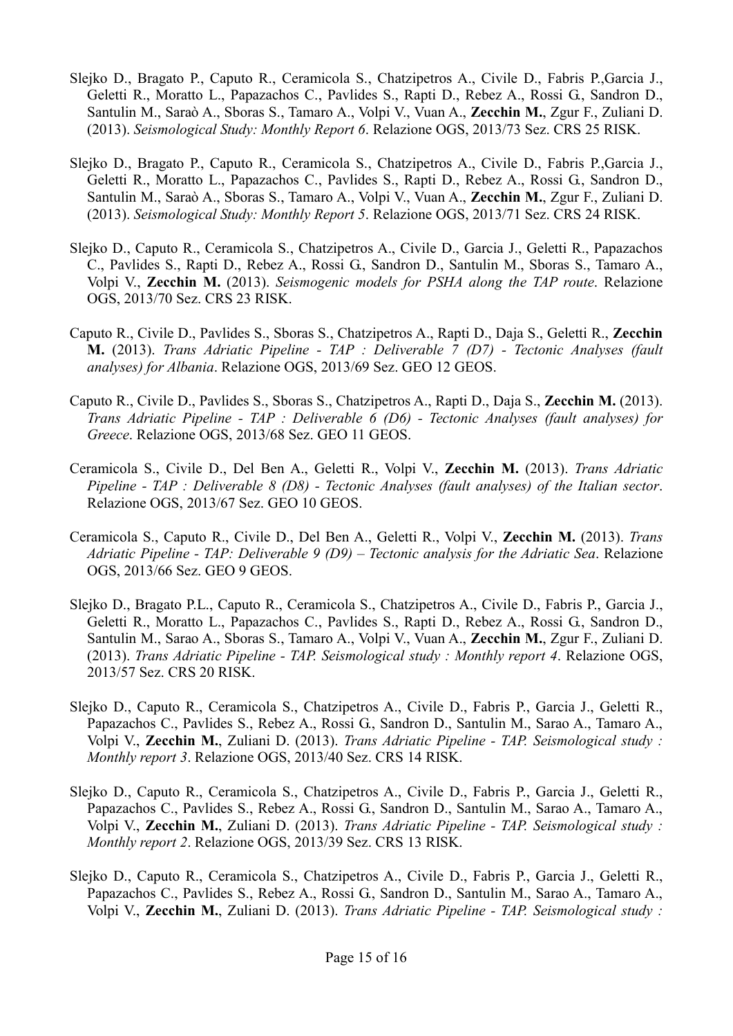Slejko D., Bragato P., Caputo R., Ceramicola S., Chatzipetros A., Civile D., Fabris P.,Garcia J., Geletti R., Moratto L., Papazachos C., Pavlides S., Rapti D., Rebez A., Rossi G., Sandron D., Santulin M., Saraò A., Sboras S., Tamaro A., Volpi V., Vuan A., **Zecchin M.**, Zgur F., Zuliani D. (2013). *Seismological Study: Monthly Report 6*. Relazione OGS, 2013/73 Sez. CRS 25 RISK.

Slejko D., Bragato P., Caputo R., Ceramicola S., Chatzipetros A., Civile D., Fabris P.,Garcia J., Geletti R., Moratto L., Papazachos C., Pavlides S., Rapti D., Rebez A., Rossi G., Sandron D., Santulin M., Saraò A., Sboras S., Tamaro A., Volpi V., Vuan A., **Zecchin M.**, Zgur F., Zuliani D. (2013). *Seismological Study: Monthly Report 5*. Relazione OGS, 2013/71 Sez. CRS 24 RISK.

Slejko D., Caputo R., Ceramicola S., Chatzipetros A., Civile D., Garcia J., Geletti R., Papazachos C., Pavlides S., Rapti D., Rebez A., Rossi G., Sandron D., Santulin M., Sboras S., Tamaro A., Volpi V., **Zecchin M.** (2013). *Seismogenic models for PSHA along the TAP route*. Relazione OGS, 2013/70 Sez. CRS 23 RISK.

Caputo R., Civile D., Pavlides S., Sboras S., Chatzipetros A., Rapti D., Daja S., Geletti R., **Zecchin M.** (2013). *Trans Adriatic Pipeline - TAP : Deliverable 7 (D7) - Tectonic Analyses (fault analyses) for Albania*. Relazione OGS, 2013/69 Sez. GEO 12 GEOS.

Caputo R., Civile D., Pavlides S., Sboras S., Chatzipetros A., Rapti D., Daja S., **Zecchin M.** (2013). *Trans Adriatic Pipeline - TAP : Deliverable 6 (D6) - Tectonic Analyses (fault analyses) for Greece*. Relazione OGS, 2013/68 Sez. GEO 11 GEOS.

Ceramicola S., Civile D., Del Ben A., Geletti R., Volpi V., **Zecchin M.** (2013). *Trans Adriatic Pipeline - TAP : Deliverable 8 (D8) - Tectonic Analyses (fault analyses) of the Italian sector*. Relazione OGS, 2013/67 Sez. GEO 10 GEOS.

Ceramicola S., Caputo R., Civile D., Del Ben A., Geletti R., Volpi V., **Zecchin M.** (2013). *Trans Adriatic Pipeline - TAP: Deliverable 9 (D9) – Tectonic analysis for the Adriatic Sea*. Relazione OGS, 2013/66 Sez. GEO 9 GEOS.

Slejko D., Bragato P.L., Caputo R., Ceramicola S., Chatzipetros A., Civile D., Fabris P., Garcia J., Geletti R., Moratto L., Papazachos C., Pavlides S., Rapti D., Rebez A., Rossi G., Sandron D., Santulin M., Sarao A., Sboras S., Tamaro A., Volpi V., Vuan A., **Zecchin M.**, Zgur F., Zuliani D. (2013). *Trans Adriatic Pipeline - TAP. Seismological study : Monthly report 4*. Relazione OGS, 2013/57 Sez. CRS 20 RISK.

Slejko D., Caputo R., Ceramicola S., Chatzipetros A., Civile D., Fabris P., Garcia J., Geletti R., Papazachos C., Pavlides S., Rebez A., Rossi G., Sandron D., Santulin M., Sarao A., Tamaro A., Volpi V., **Zecchin M.**, Zuliani D. (2013). *Trans Adriatic Pipeline - TAP. Seismological study : Monthly report 3*. Relazione OGS, 2013/40 Sez. CRS 14 RISK.

Slejko D., Caputo R., Ceramicola S., Chatzipetros A., Civile D., Fabris P., Garcia J., Geletti R., Papazachos C., Pavlides S., Rebez A., Rossi G., Sandron D., Santulin M., Sarao A., Tamaro A., Volpi V., **Zecchin M.**, Zuliani D. (2013). *Trans Adriatic Pipeline - TAP. Seismological study : Monthly report 2*. Relazione OGS, 2013/39 Sez. CRS 13 RISK.

Slejko D., Caputo R., Ceramicola S., Chatzipetros A., Civile D., Fabris P., Garcia J., Geletti R., Papazachos C., Pavlides S., Rebez A., Rossi G., Sandron D., Santulin M., Sarao A., Tamaro A., Volpi V., **Zecchin M.**, Zuliani D. (2013). *Trans Adriatic Pipeline - TAP. Seismological study :*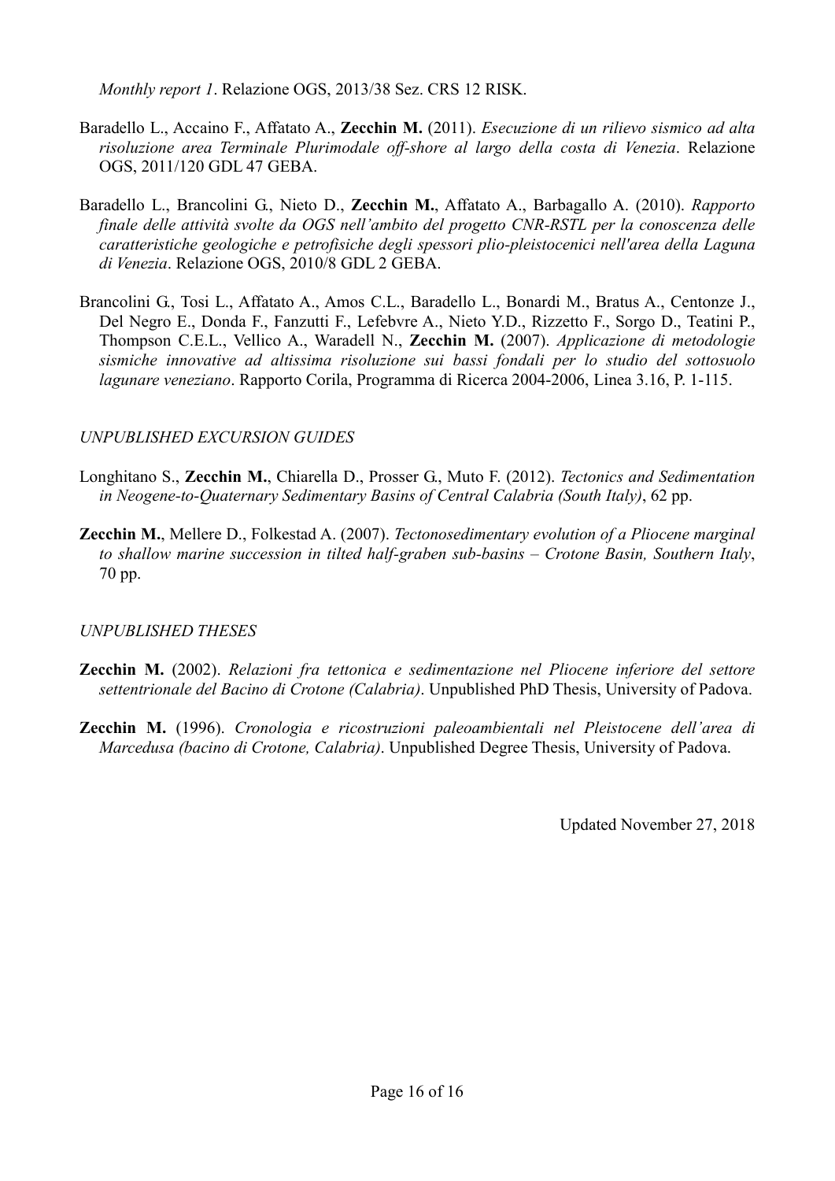*Monthly report 1*. Relazione OGS, 2013/38 Sez. CRS 12 RISK.

Baradello L., Accaino F., Affatato A., **Zecchin M.** (2011). *Esecuzione di un rilievo sismico ad alta risoluzione area Terminale Plurimodale off-shore al largo della costa di Venezia*. Relazione OGS, 2011/120 GDL 47 GEBA.

Baradello L., Brancolini G., Nieto D., **Zecchin M.**, Affatato A., Barbagallo A. (2010). *Rapporto finale delle attività svolte da OGS nell'ambito del progetto CNR-RSTL per la conoscenza delle caratteristiche geologiche e petrofisiche degli spessori plio-pleistocenici nell'area della Laguna di Venezia*. Relazione OGS, 2010/8 GDL 2 GEBA.

Brancolini G., Tosi L., Affatato A., Amos C.L., Baradello L., Bonardi M., Bratus A., Centonze J., Del Negro E., Donda F., Fanzutti F., Lefebvre A., Nieto Y.D., Rizzetto F., Sorgo D., Teatini P., Thompson C.E.L., Vellico A., Waradell N., **Zecchin M.** (2007). *Applicazione di metodologie sismiche innovative ad altissima risoluzione sui bassi fondali per lo studio del sottosuolo lagunare veneziano*. Rapporto Corila, Programma di Ricerca 2004-2006, Linea 3.16, P. 1-115.

*UNPUBLISHED EXCURSION GUIDES*

Longhitano S., **Zecchin M.**, Chiarella D., Prosser G., Muto F. (2012). *Tectonics and Sedimentation in Neogene-to-Quaternary Sedimentary Basins of Central Calabria (South Italy)*, 62 pp.

**Zecchin M.**, Mellere D., Folkestad A. (2007). *Tectonosedimentary evolution of a Pliocene marginal to shallow marine succession in tilted half-graben sub-basins – Crotone Basin, Southern Italy*, 70 pp.

*UNPUBLISHED THESES*

**Zecchin M.** (2002). *Relazioni fra tettonica e sedimentazione nel Pliocene inferiore del settore settentrionale del Bacino di Crotone (Calabria)*. Unpublished PhD Thesis, University of Padova.

**Zecchin M.** (1996). *Cronologia e ricostruzioni paleoambientali nel Pleistocene dell'area di Marcedusa (bacino di Crotone, Calabria)*. Unpublished Degree Thesis, University of Padova.

Updated November 27, 2018